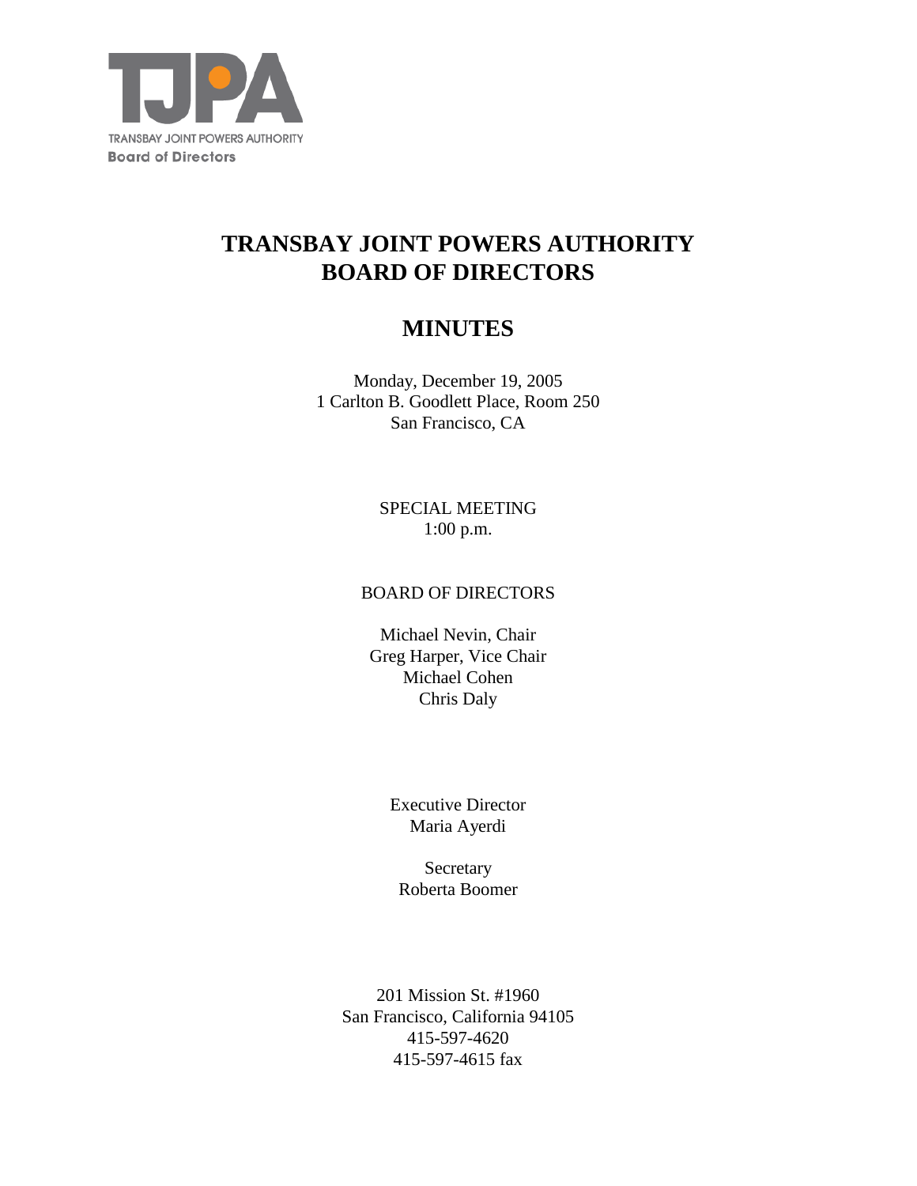TJPA

TRANSBAY JOINT POWERS AUTHORITY
Board of Directors

# TRANSBAY JOINT POWERS AUTHORITY BOARD OF DIRECTORS

# MINUTES

Monday, December 19, 2005
1 Carlton B. Goodlett Place, Room 250
San Francisco, CA

SPECIAL MEETING
1:00 p.m.

BOARD OF DIRECTORS

Michael Nevin, Chair
Greg Harper, Vice Chair
Michael Cohen
Chris Daly

Executive Director
Maria Ayerdi

Secretary
Roberta Boomer

201 Mission St. #1960
San Francisco, California 94105
415-597-4620
415-597-4615 fax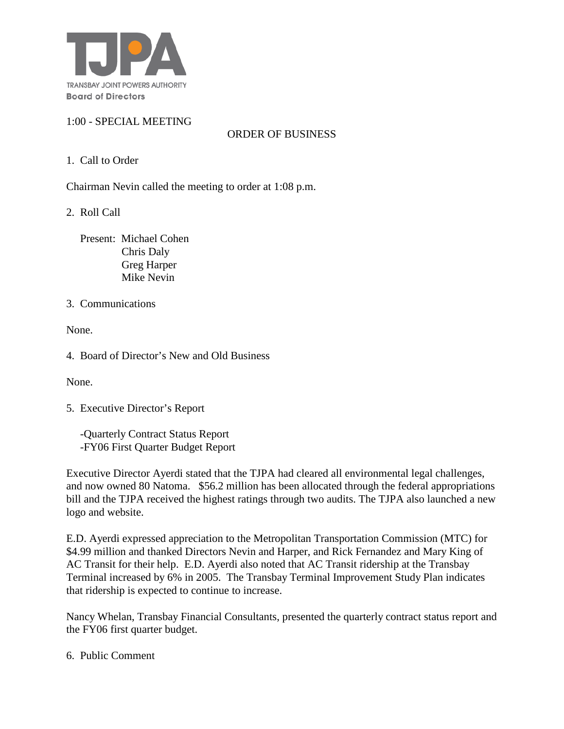TRANSBAY JOINT POWERS AUTHORITY
**Board of Directors**

1:00 - SPECIAL MEETING

ORDER OF BUSINESS

1. Call to Order

Chairman Nevin called the meeting to order at 1:08 p.m.

2. Roll Call

Present: Michael Cohen
Chris Daly
Greg Harper
Mike Nevin

3. Communications

None.

4. Board of Director's New and Old Business

None.

5. Executive Director's Report

-Quarterly Contract Status Report
-FY06 First Quarter Budget Report

Executive Director Ayerdi stated that the TJPA had cleared all environmental legal challenges, and now owned 80 Natoma. $56.2 million has been allocated through the federal appropriations bill and the TJPA received the highest ratings through two audits. The TJPA also launched a new logo and website.

E.D. Ayerdi expressed appreciation to the Metropolitan Transportation Commission (MTC) for $4.99 million and thanked Directors Nevin and Harper, and Rick Fernandez and Mary King of AC Transit for their help. E.D. Ayerdi also noted that AC Transit ridership at the Transbay Terminal increased by 6% in 2005. The Transbay Terminal Improvement Study Plan indicates that ridership is expected to continue to increase.

Nancy Whelan, Transbay Financial Consultants, presented the quarterly contract status report and the FY06 first quarter budget.

6. Public Comment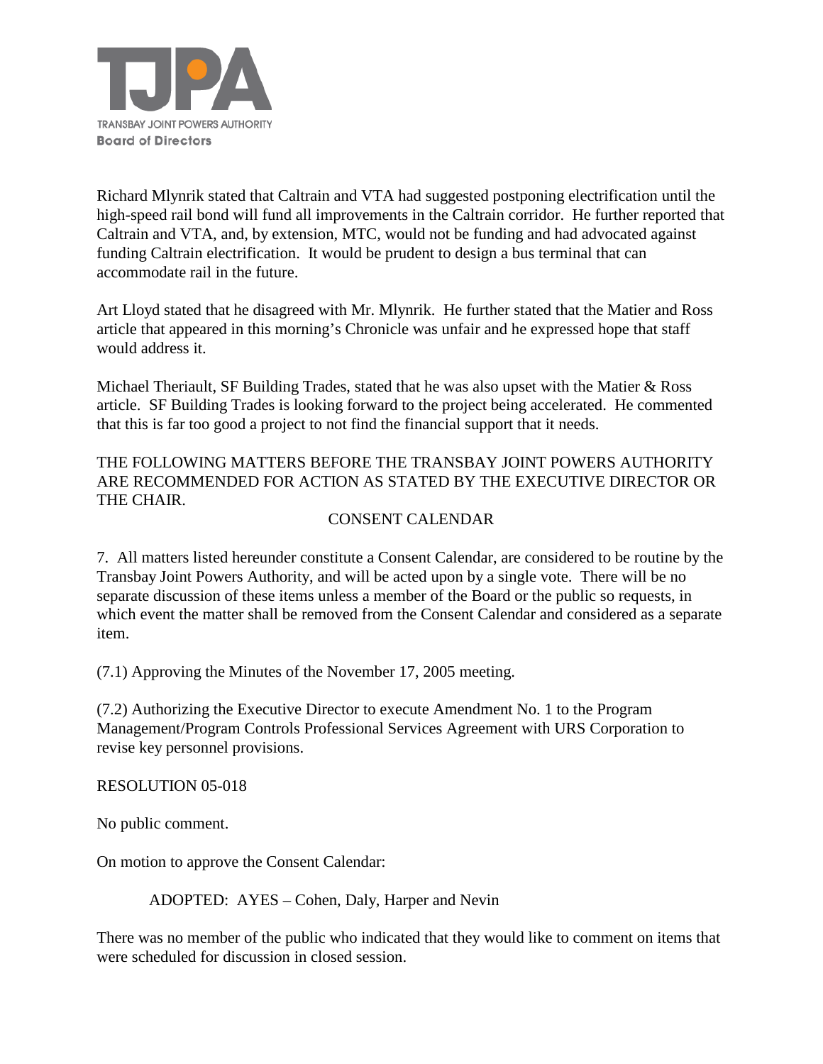Richard Mlynrik stated that Caltrain and VTA had suggested postponing electrification until the high-speed rail bond will fund all improvements in the Caltrain corridor. He further reported that Caltrain and VTA, and, by extension, MTC, would not be funding and had advocated against funding Caltrain electrification. It would be prudent to design a bus terminal that can accommodate rail in the future.

Art Lloyd stated that he disagreed with Mr. Mlynrik. He further stated that the Matier and Ross article that appeared in this morning's Chronicle was unfair and he expressed hope that staff would address it.

Michael Theriault, SF Building Trades, stated that he was also upset with the Matier & Ross article. SF Building Trades is looking forward to the project being accelerated. He commented that this is far too good a project to not find the financial support that it needs.

THE FOLLOWING MATTERS BEFORE THE TRANSBAY JOINT POWERS AUTHORITY ARE RECOMMENDED FOR ACTION AS STATED BY THE EXECUTIVE DIRECTOR OR THE CHAIR.

CONSENT CALENDAR

7. All matters listed hereunder constitute a Consent Calendar, are considered to be routine by the Transbay Joint Powers Authority, and will be acted upon by a single vote. There will be no separate discussion of these items unless a member of the Board or the public so requests, in which event the matter shall be removed from the Consent Calendar and considered as a separate item.

(7.1) Approving the Minutes of the November 17, 2005 meeting.

(7.2) Authorizing the Executive Director to execute Amendment No. 1 to the Program Management/Program Controls Professional Services Agreement with URS Corporation to revise key personnel provisions.

RESOLUTION 05-018

No public comment.

On motion to approve the Consent Calendar:

ADOPTED: AYES – Cohen, Daly, Harper and Nevin

There was no member of the public who indicated that they would like to comment on items that were scheduled for discussion in closed session.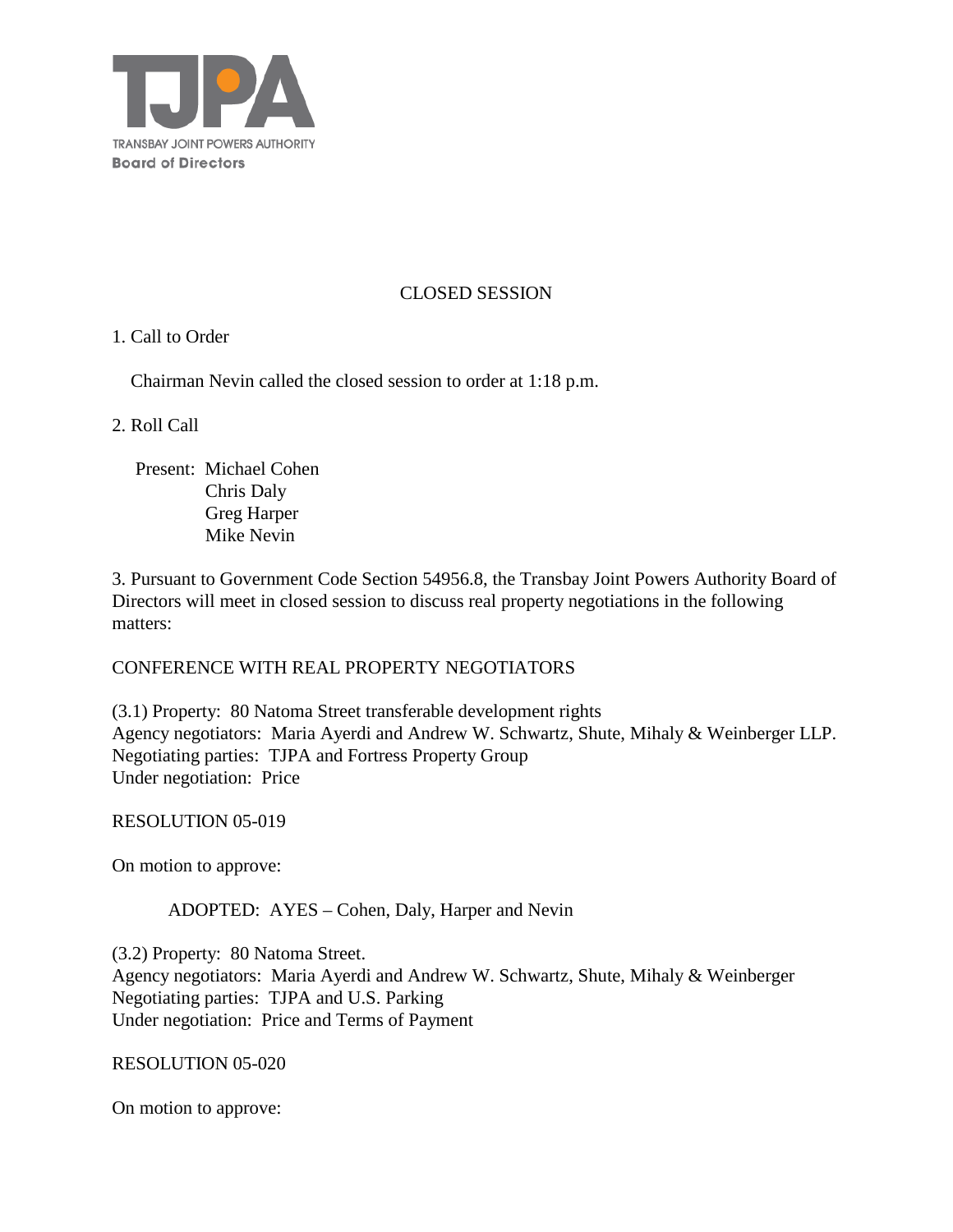TJPA
TRANSBAY JOINT POWERS AUTHORITY
**Board of Directors**

## CLOSED SESSION

1. Call to Order

   Chairman Nevin called the closed session to order at 1:18 p.m.

2. Roll Call

   Present: Michael Cohen
   Chris Daly
   Greg Harper
   Mike Nevin

3. Pursuant to Government Code Section 54956.8, the Transbay Joint Powers Authority Board of Directors will meet in closed session to discuss real property negotiations in the following matters:

CONFERENCE WITH REAL PROPERTY NEGOTIATORS

(3.1) Property: 80 Natoma Street transferable development rights
Agency negotiators: Maria Ayerdi and Andrew W. Schwartz, Shute, Mihaly & Weinberger LLP.
Negotiating parties: TJPA and Fortress Property Group
Under negotiation: Price

RESOLUTION 05-019

On motion to approve:

ADOPTED: AYES – Cohen, Daly, Harper and Nevin

(3.2) Property: 80 Natoma Street.
Agency negotiators: Maria Ayerdi and Andrew W. Schwartz, Shute, Mihaly & Weinberger
Negotiating parties: TJPA and U.S. Parking
Under negotiation: Price and Terms of Payment

RESOLUTION 05-020

On motion to approve: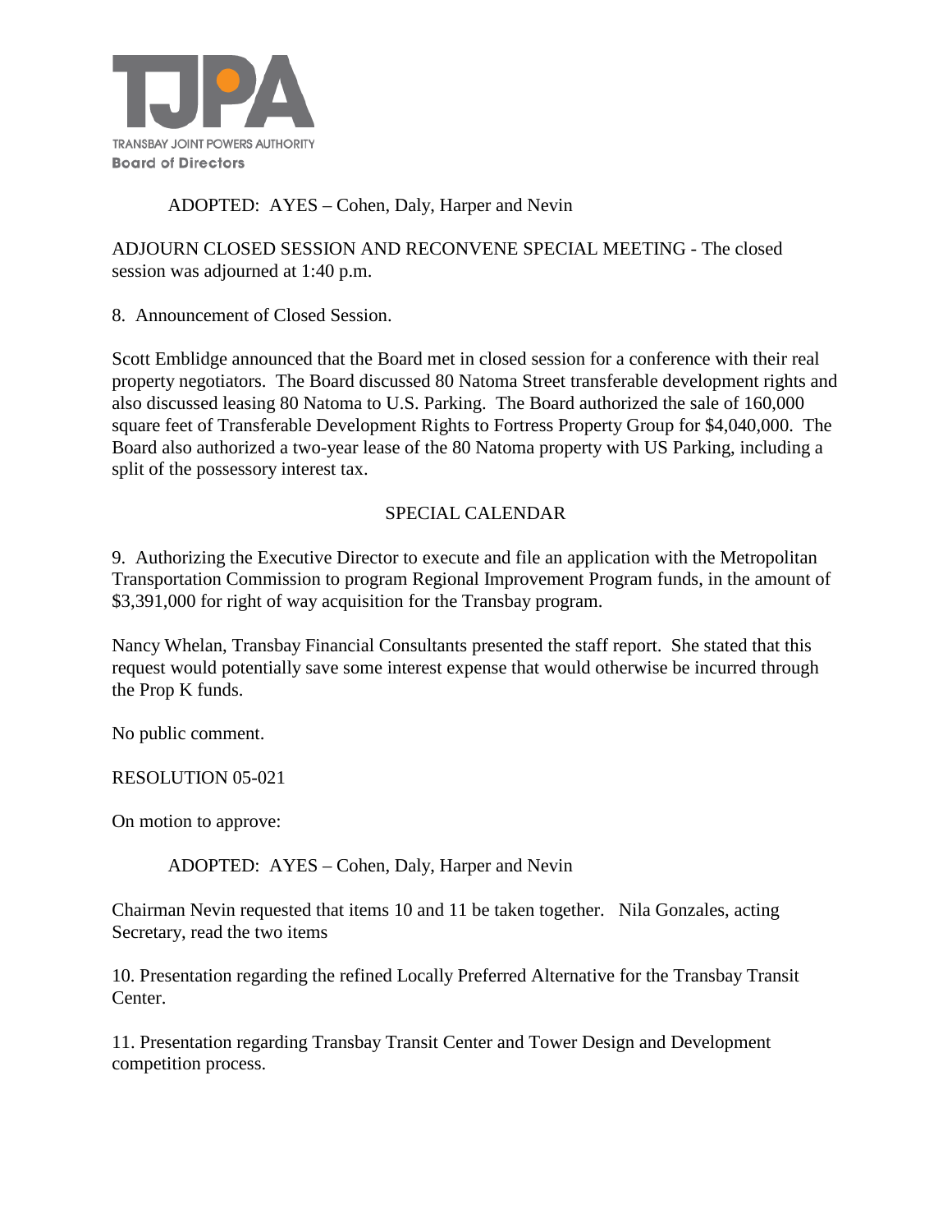ADOPTED: AYES – Cohen, Daly, Harper and Nevin

ADJOURN CLOSED SESSION AND RECONVENE SPECIAL MEETING - The closed session was adjourned at 1:40 p.m.

8. Announcement of Closed Session.

Scott Emblidge announced that the Board met in closed session for a conference with their real property negotiators. The Board discussed 80 Natoma Street transferable development rights and also discussed leasing 80 Natoma to U.S. Parking. The Board authorized the sale of 160,000 square feet of Transferable Development Rights to Fortress Property Group for $4,040,000. The Board also authorized a two-year lease of the 80 Natoma property with US Parking, including a split of the possessory interest tax.

SPECIAL CALENDAR

9. Authorizing the Executive Director to execute and file an application with the Metropolitan Transportation Commission to program Regional Improvement Program funds, in the amount of $3,391,000 for right of way acquisition for the Transbay program.

Nancy Whelan, Transbay Financial Consultants presented the staff report. She stated that this request would potentially save some interest expense that would otherwise be incurred through the Prop K funds.

No public comment.

RESOLUTION 05-021

On motion to approve:

ADOPTED: AYES – Cohen, Daly, Harper and Nevin

Chairman Nevin requested that items 10 and 11 be taken together. Nila Gonzales, acting Secretary, read the two items

10. Presentation regarding the refined Locally Preferred Alternative for the Transbay Transit Center.

11. Presentation regarding Transbay Transit Center and Tower Design and Development competition process.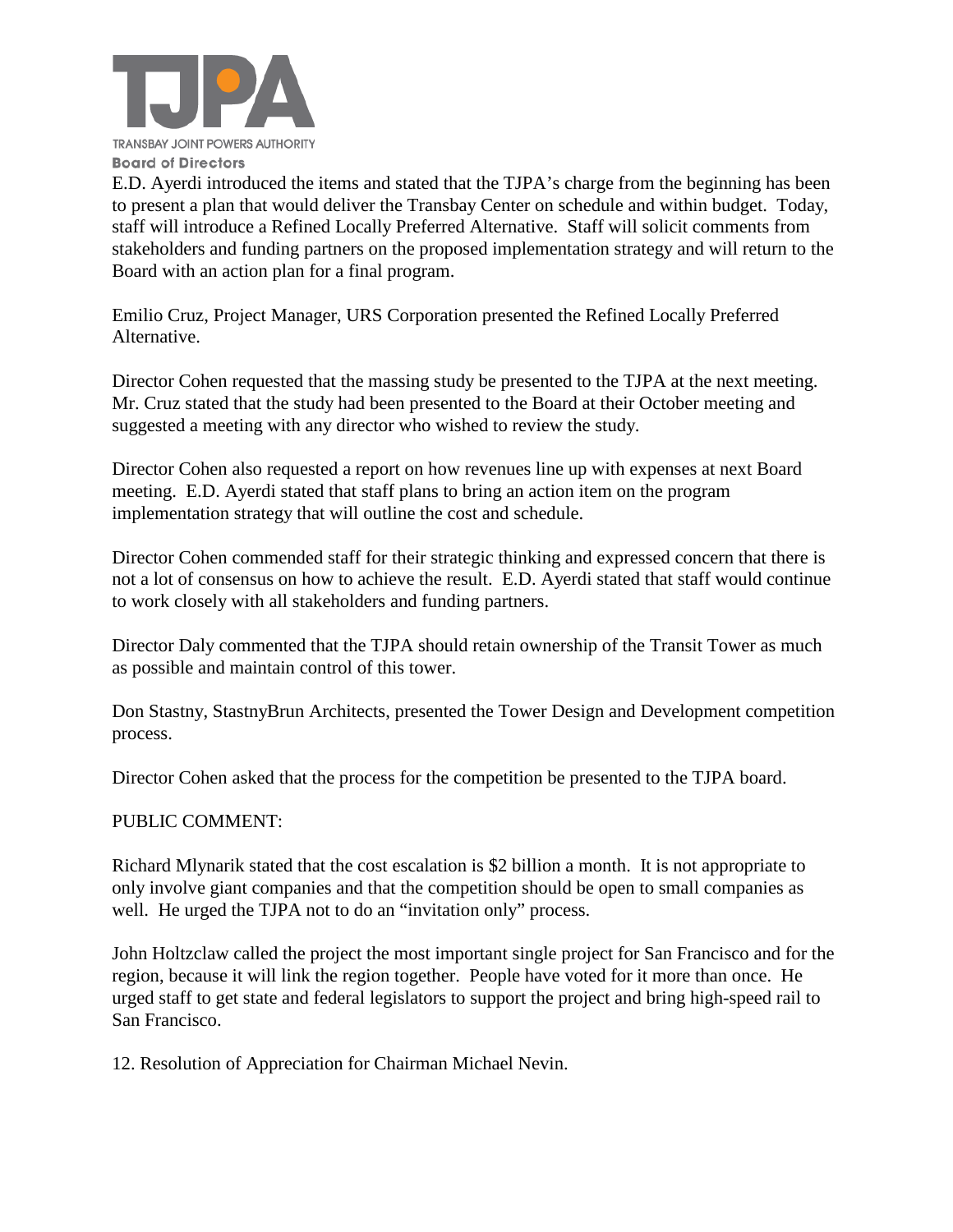E.D. Ayerdi introduced the items and stated that the TJPA's charge from the beginning has been to present a plan that would deliver the Transbay Center on schedule and within budget. Today, staff will introduce a Refined Locally Preferred Alternative. Staff will solicit comments from stakeholders and funding partners on the proposed implementation strategy and will return to the Board with an action plan for a final program.

Emilio Cruz, Project Manager, URS Corporation presented the Refined Locally Preferred Alternative.

Director Cohen requested that the massing study be presented to the TJPA at the next meeting. Mr. Cruz stated that the study had been presented to the Board at their October meeting and suggested a meeting with any director who wished to review the study.

Director Cohen also requested a report on how revenues line up with expenses at next Board meeting. E.D. Ayerdi stated that staff plans to bring an action item on the program implementation strategy that will outline the cost and schedule.

Director Cohen commended staff for their strategic thinking and expressed concern that there is not a lot of consensus on how to achieve the result. E.D. Ayerdi stated that staff would continue to work closely with all stakeholders and funding partners.

Director Daly commented that the TJPA should retain ownership of the Transit Tower as much as possible and maintain control of this tower.

Don Stastny, StastnyBrun Architects, presented the Tower Design and Development competition process.

Director Cohen asked that the process for the competition be presented to the TJPA board.

PUBLIC COMMENT:

Richard Mlynarik stated that the cost escalation is $2 billion a month. It is not appropriate to only involve giant companies and that the competition should be open to small companies as well. He urged the TJPA not to do an "invitation only" process.

John Holtzclaw called the project the most important single project for San Francisco and for the region, because it will link the region together. People have voted for it more than once. He urged staff to get state and federal legislators to support the project and bring high-speed rail to San Francisco.

12. Resolution of Appreciation for Chairman Michael Nevin.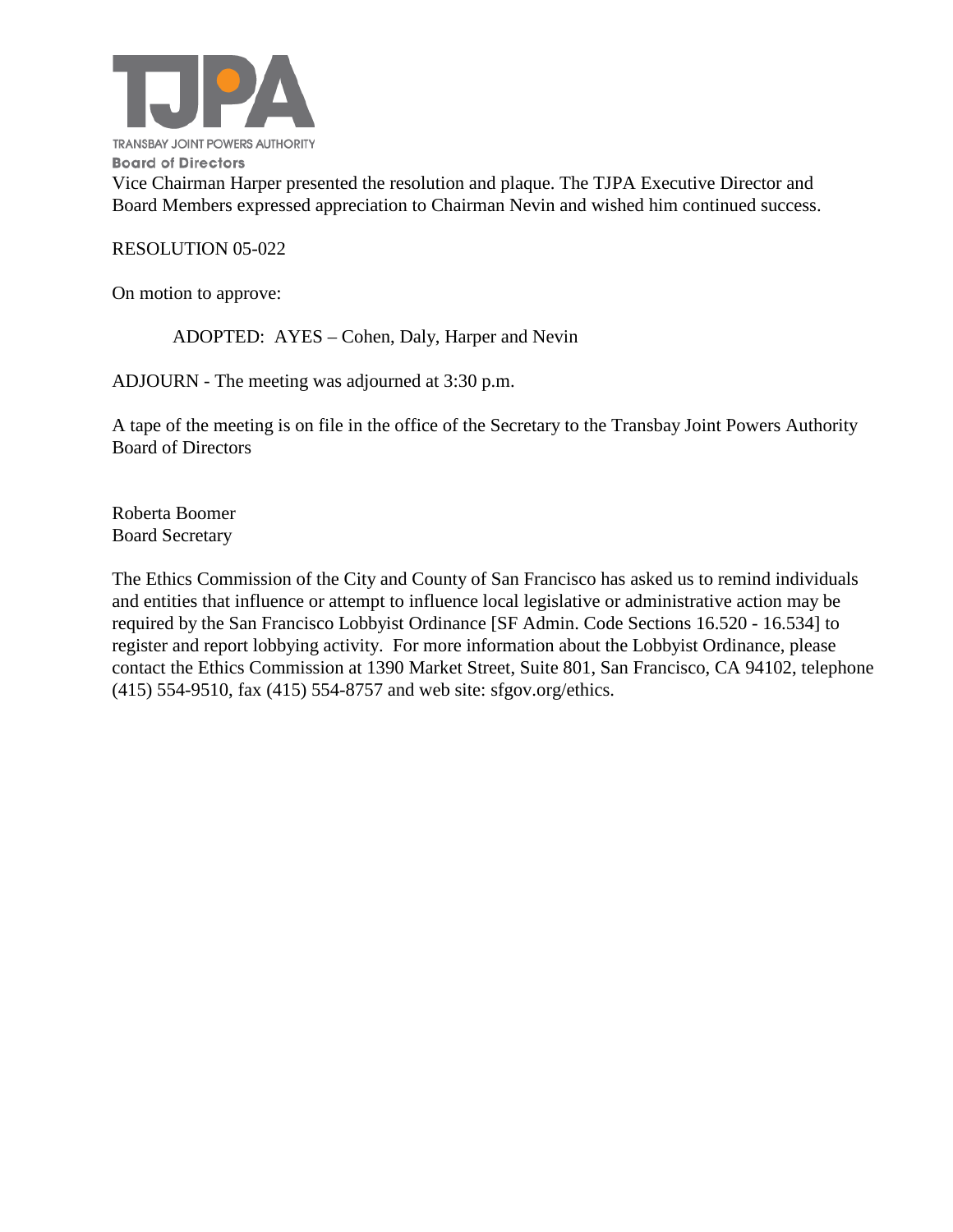Vice Chairman Harper presented the resolution and plaque. The TJPA Executive Director and Board Members expressed appreciation to Chairman Nevin and wished him continued success.

RESOLUTION 05-022

On motion to approve:

ADOPTED: AYES – Cohen, Daly, Harper and Nevin

ADJOURN - The meeting was adjourned at 3:30 p.m.

A tape of the meeting is on file in the office of the Secretary to the Transbay Joint Powers Authority Board of Directors

Roberta Boomer
Board Secretary

The Ethics Commission of the City and County of San Francisco has asked us to remind individuals and entities that influence or attempt to influence local legislative or administrative action may be required by the San Francisco Lobbyist Ordinance [SF Admin. Code Sections 16.520 - 16.534] to register and report lobbying activity. For more information about the Lobbyist Ordinance, please contact the Ethics Commission at 1390 Market Street, Suite 801, San Francisco, CA 94102, telephone (415) 554-9510, fax (415) 554-8757 and web site: sfgov.org/ethics.